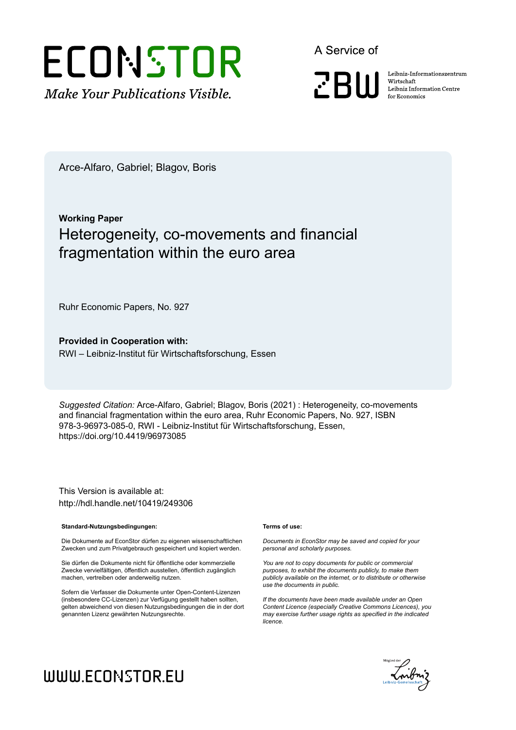# ECONSTOR

*Make Your Publications Visible.*

A Service of

ZBW Leibniz-Informationszentrum Wirtschaft
Leibniz Information Centre for Economics

Arce-Alfaro, Gabriel; Blagov, Boris

**Working Paper**

## Heterogeneity, co-movements and financial fragmentation within the euro area

Ruhr Economic Papers, No. 927

**Provided in Cooperation with:**
RWI – Leibniz-Institut für Wirtschaftsforschung, Essen

*Suggested Citation:* Arce-Alfaro, Gabriel; Blagov, Boris (2021) : Heterogeneity, co-movements and financial fragmentation within the euro area, Ruhr Economic Papers, No. 927, ISBN 978-3-96973-085-0, RWI - Leibniz-Institut für Wirtschaftsforschung, Essen, https://doi.org/10.4419/96973085

This Version is available at:
http://hdl.handle.net/10419/249306

**Standard-Nutzungsbedingungen:**

Die Dokumente auf EconStor dürfen zu eigenen wissenschaftlichen Zwecken und zum Privatgebrauch gespeichert und kopiert werden.

Sie dürfen die Dokumente nicht für öffentliche oder kommerzielle Zwecke vervielfältigen, öffentlich ausstellen, öffentlich zugänglich machen, vertreiben oder anderweitig nutzen.

Sofern die Verfasser die Dokumente unter Open-Content-Lizenzen (insbesondere CC-Lizenzen) zur Verfügung gestellt haben sollten, gelten abweichend von diesen Nutzungsbedingungen die in der dort genannten Lizenz gewährten Nutzungsrechte.

**Terms of use:**

*Documents in EconStor may be saved and copied for your personal and scholarly purposes.*

*You are not to copy documents for public or commercial purposes, to exhibit the documents publicly, to make them publicly available on the internet, or to distribute or otherwise use the documents in public.*

*If the documents have been made available under an Open Content Licence (especially Creative Commons Licences), you may exercise further usage rights as specified in the indicated licence.*

WWW.ECONSTOR.EU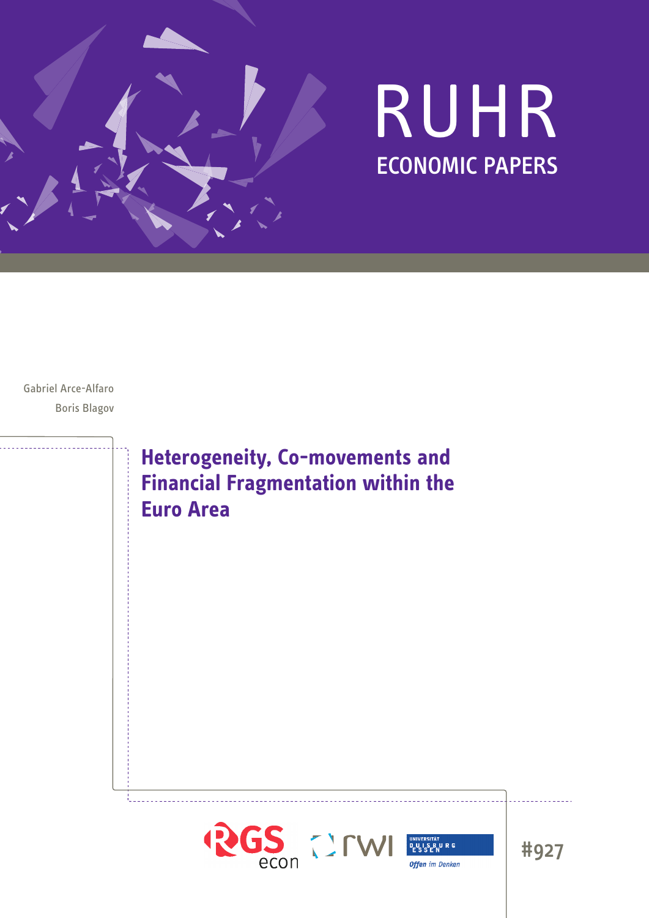# RUHR

## ECONOMIC PAPERS

Gabriel Arce-Alfaro

Boris Blagov

# Heterogeneity, Co-movements and Financial Fragmentation within the Euro Area

#927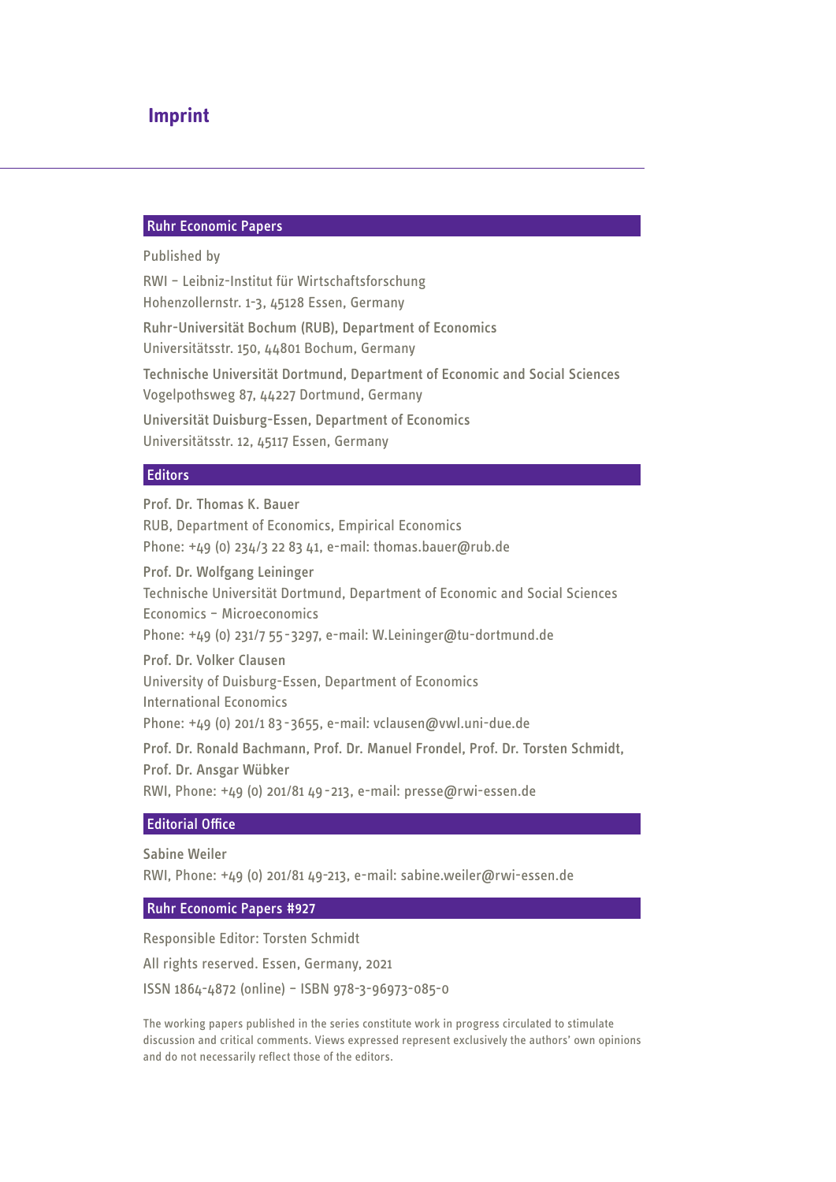# Imprint

## Ruhr Economic Papers

Published by

RWI – Leibniz-Institut für Wirtschaftsforschung
Hohenzollernstr. 1-3, 45128 Essen, Germany

Ruhr-Universität Bochum (RUB), Department of Economics
Universitätsstr. 150, 44801 Bochum, Germany

Technische Universität Dortmund, Department of Economic and Social Sciences
Vogelpothsweg 87, 44227 Dortmund, Germany

Universität Duisburg-Essen, Department of Economics
Universitätsstr. 12, 45117 Essen, Germany

## Editors

Prof. Dr. Thomas K. Bauer
RUB, Department of Economics, Empirical Economics
Phone: +49 (0) 234/3 22 83 41, e-mail: thomas.bauer@rub.de

Prof. Dr. Wolfgang Leininger
Technische Universität Dortmund, Department of Economic and Social Sciences
Economics – Microeconomics
Phone: +49 (0) 231/7 55-3297, e-mail: W.Leininger@tu-dortmund.de

Prof. Dr. Volker Clausen
University of Duisburg-Essen, Department of Economics
International Economics
Phone: +49 (0) 201/1 83-3655, e-mail: vclausen@vwl.uni-due.de

Prof. Dr. Ronald Bachmann, Prof. Dr. Manuel Frondel, Prof. Dr. Torsten Schmidt,
Prof. Dr. Ansgar Wübker
RWI, Phone: +49 (0) 201/81 49-213, e-mail: presse@rwi-essen.de

## Editorial Office

Sabine Weiler
RWI, Phone: +49 (0) 201/81 49-213, e-mail: sabine.weiler@rwi-essen.de

## Ruhr Economic Papers #927

Responsible Editor: Torsten Schmidt

All rights reserved. Essen, Germany, 2021

ISSN 1864-4872 (online) – ISBN 978-3-96973-085-0

The working papers published in the series constitute work in progress circulated to stimulate discussion and critical comments. Views expressed represent exclusively the authors' own opinions and do not necessarily reflect those of the editors.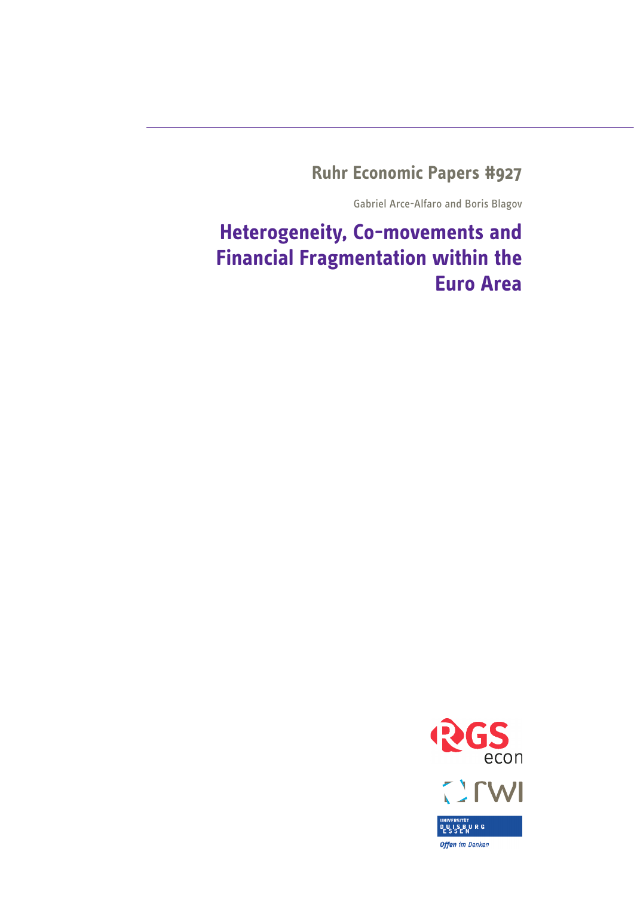# Ruhr Economic Papers #927

Gabriel Arce-Alfaro and Boris Blagov

# Heterogeneity, Co-movements and Financial Fragmentation within the Euro Area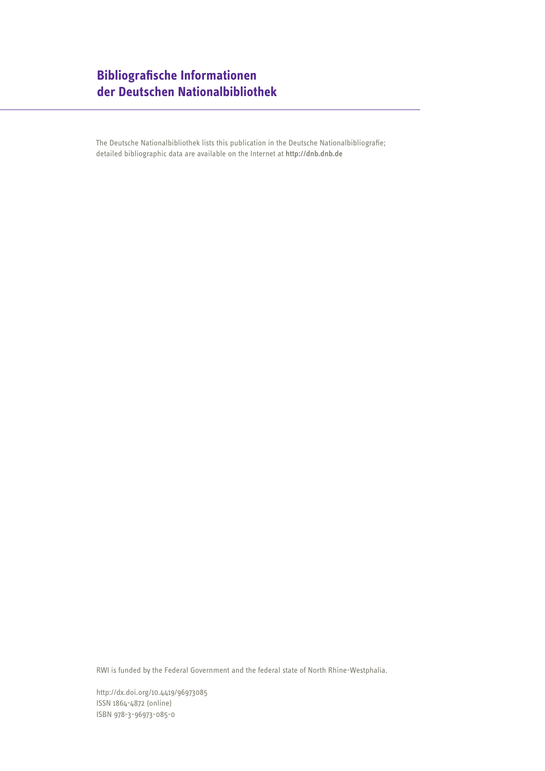## Bibliografische Informationen der Deutschen Nationalbibliothek

The Deutsche Nationalbibliothek lists this publication in the Deutsche Nationalbibliografie; detailed bibliographic data are available on the Internet at http://dnb.dnb.de

RWI is funded by the Federal Government and the federal state of North Rhine-Westphalia.

http://dx.doi.org/10.4419/96973085
ISSN 1864-4872 (online)
ISBN 978-3-96973-085-0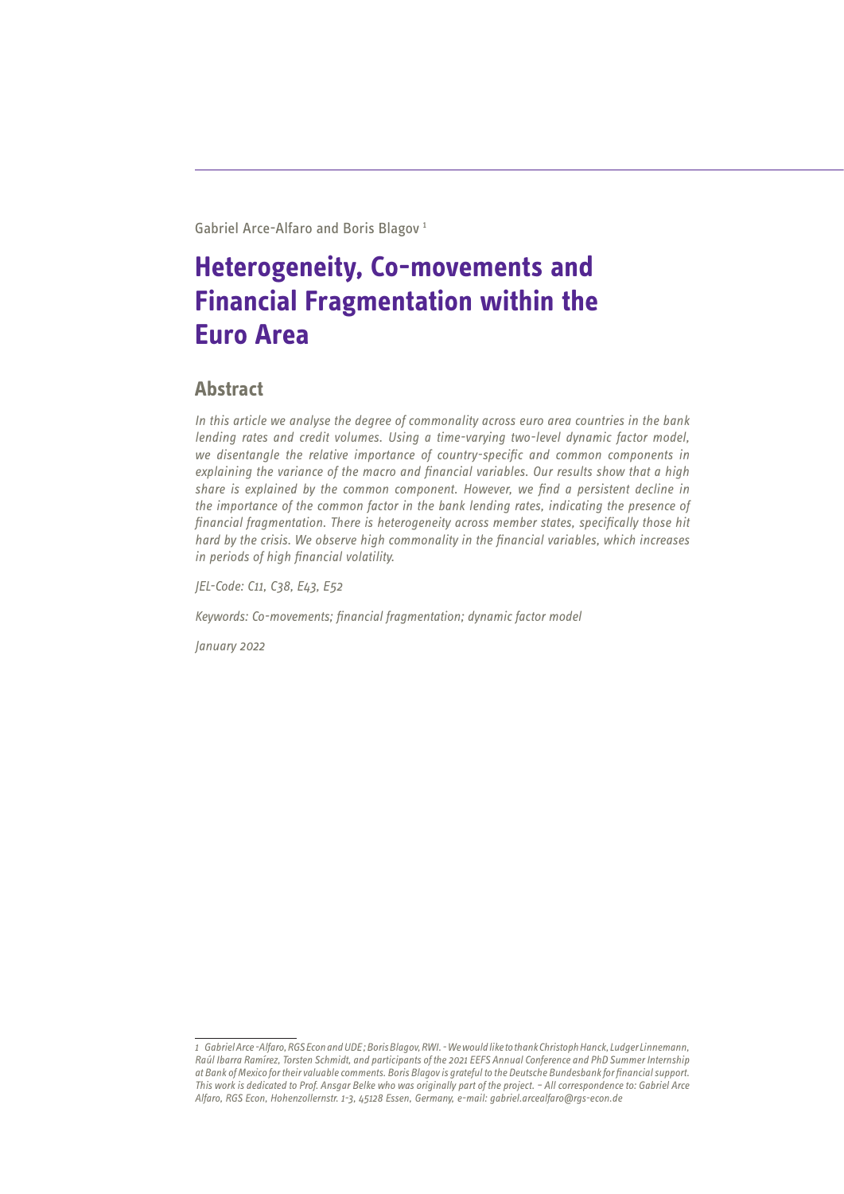Gabriel Arce-Alfaro and Boris Blagov [1]

# Heterogeneity, Co-movements and Financial Fragmentation within the Euro Area

## Abstract

*In this article we analyse the degree of commonality across euro area countries in the bank lending rates and credit volumes. Using a time-varying two-level dynamic factor model, we disentangle the relative importance of country-specific and common components in explaining the variance of the macro and financial variables. Our results show that a high share is explained by the common component. However, we find a persistent decline in the importance of the common factor in the bank lending rates, indicating the presence of financial fragmentation. There is heterogeneity across member states, specifically those hit hard by the crisis. We observe high commonality in the financial variables, which increases in periods of high financial volatility.*

*JEL-Code: C11, C38, E43, E52*

*Keywords: Co-movements; financial fragmentation; dynamic factor model*

*January 2022*

---

*1 Gabriel Arce-Alfaro, RGS Econ and UDE; Boris Blagov, RWI. - We would like to thank Christoph Hanck, Ludger Linnemann, Raúl Ibarra Ramírez, Torsten Schmidt, and participants of the 2021 EEFS Annual Conference and PhD Summer Internship at Bank of Mexico for their valuable comments. Boris Blagov is grateful to the Deutsche Bundesbank for financial support. This work is dedicated to Prof. Ansgar Belke who was originally part of the project. – All correspondence to: Gabriel Arce Alfaro, RGS Econ, Hohenzollernstr. 1-3, 45128 Essen, Germany, e-mail: gabriel.arcealfaro@rgs-econ.de*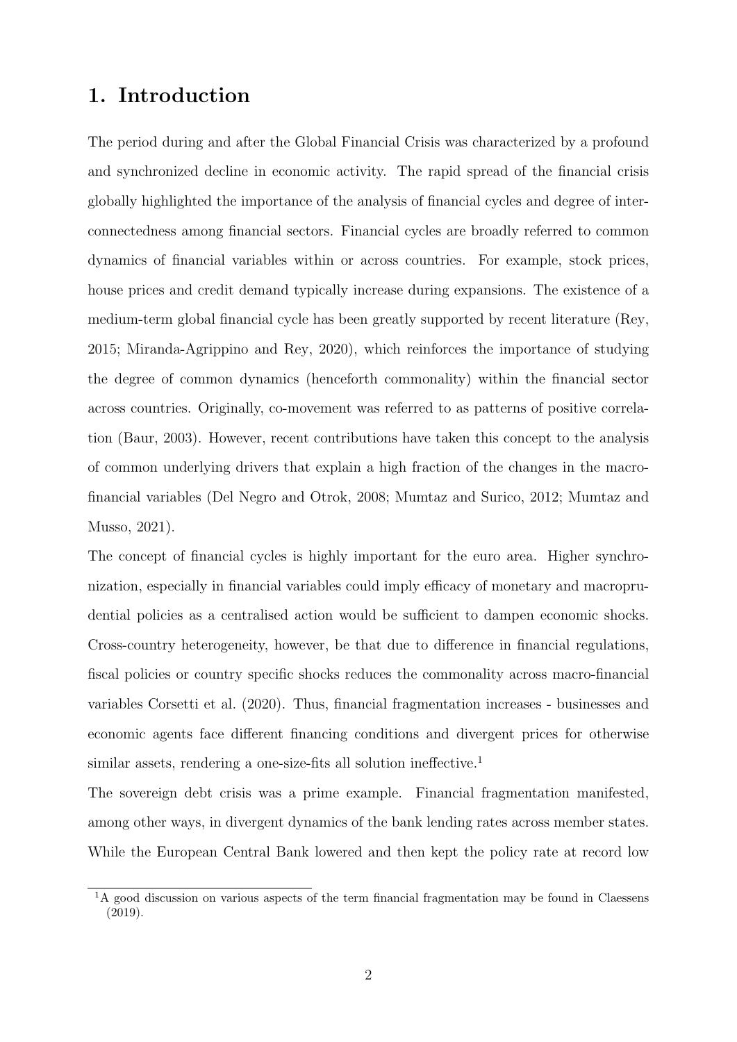# 1. Introduction

The period during and after the Global Financial Crisis was characterized by a profound and synchronized decline in economic activity. The rapid spread of the financial crisis globally highlighted the importance of the analysis of financial cycles and degree of interconnectedness among financial sectors. Financial cycles are broadly referred to common dynamics of financial variables within or across countries. For example, stock prices, house prices and credit demand typically increase during expansions. The existence of a medium-term global financial cycle has been greatly supported by recent literature (Rey, 2015; Miranda-Agrippino and Rey, 2020), which reinforces the importance of studying the degree of common dynamics (henceforth commonality) within the financial sector across countries. Originally, co-movement was referred to as patterns of positive correlation (Baur, 2003). However, recent contributions have taken this concept to the analysis of common underlying drivers that explain a high fraction of the changes in the macro-financial variables (Del Negro and Otrok, 2008; Mumtaz and Surico, 2012; Mumtaz and Musso, 2021).

The concept of financial cycles is highly important for the euro area. Higher synchronization, especially in financial variables could imply efficacy of monetary and macroprudential policies as a centralised action would be sufficient to dampen economic shocks. Cross-country heterogeneity, however, be that due to difference in financial regulations, fiscal policies or country specific shocks reduces the commonality across macro-financial variables Corsetti et al. (2020). Thus, financial fragmentation increases - businesses and economic agents face different financing conditions and divergent prices for otherwise similar assets, rendering a one-size-fits all solution ineffective.[1]

The sovereign debt crisis was a prime example. Financial fragmentation manifested, among other ways, in divergent dynamics of the bank lending rates across member states. While the European Central Bank lowered and then kept the policy rate at record low

[1] A good discussion on various aspects of the term financial fragmentation may be found in Claessens (2019).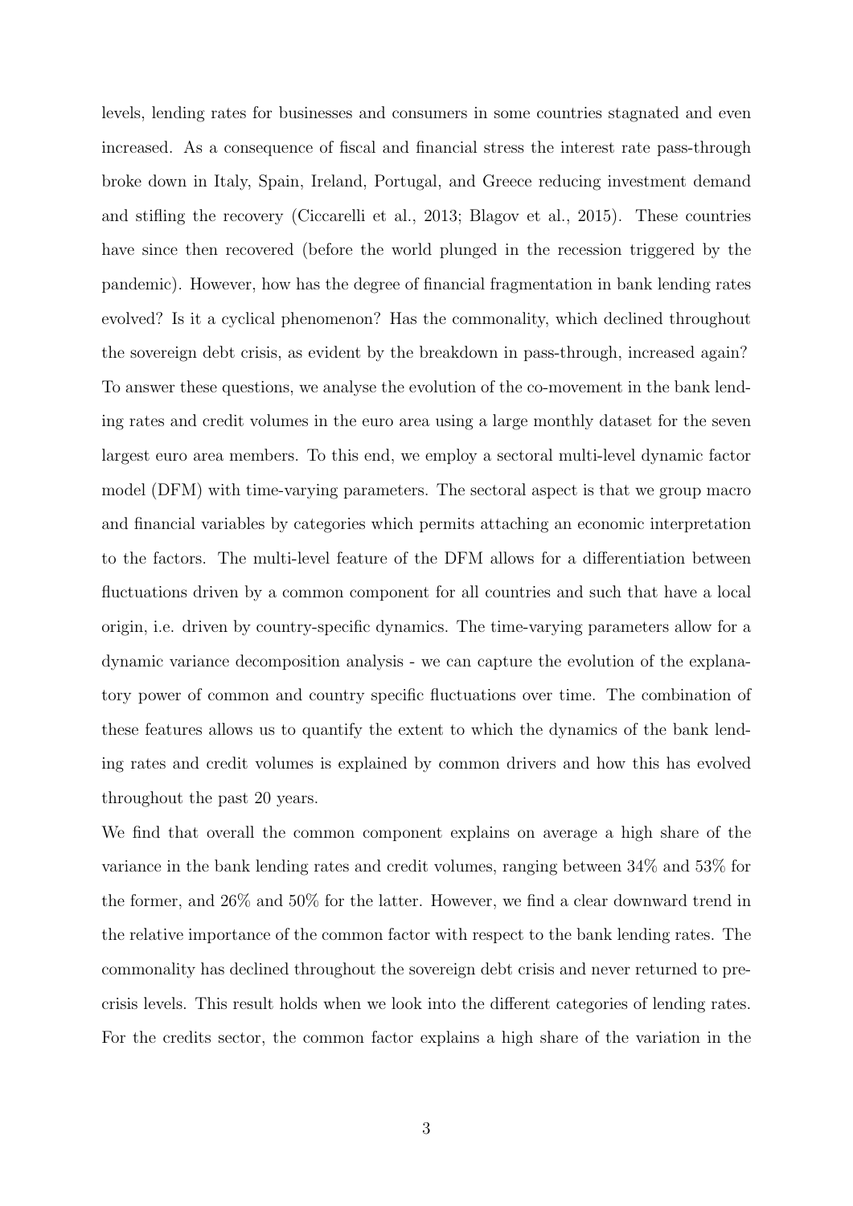levels, lending rates for businesses and consumers in some countries stagnated and even increased. As a consequence of fiscal and financial stress the interest rate pass-through broke down in Italy, Spain, Ireland, Portugal, and Greece reducing investment demand and stifling the recovery (Ciccarelli et al., 2013; Blagov et al., 2015). These countries have since then recovered (before the world plunged in the recession triggered by the pandemic). However, how has the degree of financial fragmentation in bank lending rates evolved? Is it a cyclical phenomenon? Has the commonality, which declined throughout the sovereign debt crisis, as evident by the breakdown in pass-through, increased again? To answer these questions, we analyse the evolution of the co-movement in the bank lending rates and credit volumes in the euro area using a large monthly dataset for the seven largest euro area members. To this end, we employ a sectoral multi-level dynamic factor model (DFM) with time-varying parameters. The sectoral aspect is that we group macro and financial variables by categories which permits attaching an economic interpretation to the factors. The multi-level feature of the DFM allows for a differentiation between fluctuations driven by a common component for all countries and such that have a local origin, i.e. driven by country-specific dynamics. The time-varying parameters allow for a dynamic variance decomposition analysis - we can capture the evolution of the explanatory power of common and country specific fluctuations over time. The combination of these features allows us to quantify the extent to which the dynamics of the bank lending rates and credit volumes is explained by common drivers and how this has evolved throughout the past 20 years.

We find that overall the common component explains on average a high share of the variance in the bank lending rates and credit volumes, ranging between 34% and 53% for the former, and 26% and 50% for the latter. However, we find a clear downward trend in the relative importance of the common factor with respect to the bank lending rates. The commonality has declined throughout the sovereign debt crisis and never returned to pre-crisis levels. This result holds when we look into the different categories of lending rates. For the credits sector, the common factor explains a high share of the variation in the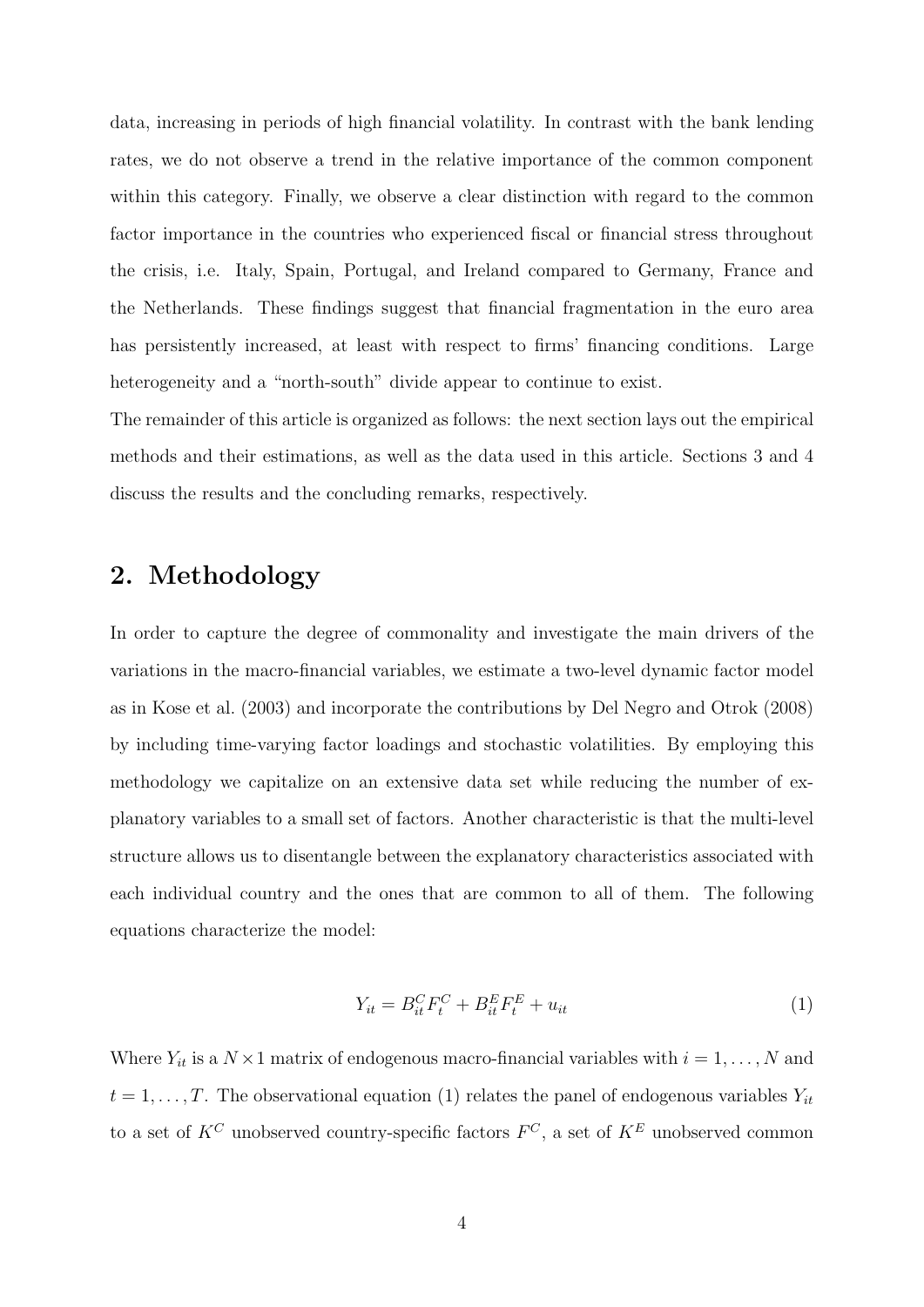data, increasing in periods of high financial volatility. In contrast with the bank lending rates, we do not observe a trend in the relative importance of the common component within this category. Finally, we observe a clear distinction with regard to the common factor importance in the countries who experienced fiscal or financial stress throughout the crisis, i.e. Italy, Spain, Portugal, and Ireland compared to Germany, France and the Netherlands. These findings suggest that financial fragmentation in the euro area has persistently increased, at least with respect to firms' financing conditions. Large heterogeneity and a "north-south" divide appear to continue to exist.

The remainder of this article is organized as follows: the next section lays out the empirical methods and their estimations, as well as the data used in this article. Sections 3 and 4 discuss the results and the concluding remarks, respectively.

## 2. Methodology

In order to capture the degree of commonality and investigate the main drivers of the variations in the macro-financial variables, we estimate a two-level dynamic factor model as in Kose et al. (2003) and incorporate the contributions by Del Negro and Otrok (2008) by including time-varying factor loadings and stochastic volatilities. By employing this methodology we capitalize on an extensive data set while reducing the number of explanatory variables to a small set of factors. Another characteristic is that the multi-level structure allows us to disentangle between the explanatory characteristics associated with each individual country and the ones that are common to all of them. The following equations characterize the model:

$$Y_{it} = B_{it}^{C} F_{t}^{C} + B_{it}^{E} F_{t}^{E} + u_{it} \tag{1}$$

Where $Y_{it}$ is a $N \times 1$ matrix of endogenous macro-financial variables with $i = 1, \ldots, N$ and $t = 1, \ldots, T$. The observational equation (1) relates the panel of endogenous variables $Y_{it}$ to a set of $K^C$ unobserved country-specific factors $F^C$, a set of $K^E$ unobserved common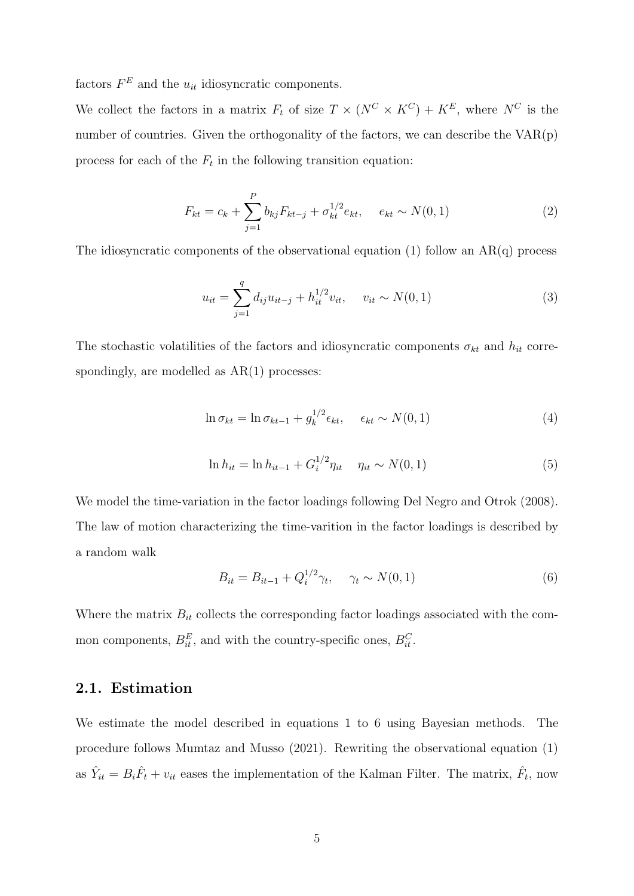factors $F^E$ and the $u_{it}$ idiosyncratic components.

We collect the factors in a matrix $F_t$ of size $T \times (N^C \times K^C) + K^E$, where $N^C$ is the number of countries. Given the orthogonality of the factors, we can describe the VAR(p) process for each of the $F_t$ in the following transition equation:

$$F_{kt} = c_k + \sum_{j=1}^{P} b_{kj} F_{kt-j} + \sigma_{kt}^{1/2} e_{kt}, \quad e_{kt} \sim N(0,1) \tag{2}$$

The idiosyncratic components of the observational equation (1) follow an AR(q) process

$$u_{it} = \sum_{j=1}^{q} d_{ij} u_{it-j} + h_{it}^{1/2} v_{it}, \quad v_{it} \sim N(0,1) \tag{3}$$

The stochastic volatilities of the factors and idiosyncratic components $\sigma_{kt}$ and $h_{it}$ correspondingly, are modelled as AR(1) processes:

$$\ln \sigma_{kt} = \ln \sigma_{kt-1} + g_k^{1/2} \epsilon_{kt}, \quad \epsilon_{kt} \sim N(0,1) \tag{4}$$

$$\ln h_{it} = \ln h_{it-1} + G_i^{1/2} \eta_{it} \quad \eta_{it} \sim N(0,1) \tag{5}$$

We model the time-variation in the factor loadings following Del Negro and Otrok (2008). The law of motion characterizing the time-varition in the factor loadings is described by a random walk

$$B_{it} = B_{it-1} + Q_i^{1/2} \gamma_t, \quad \gamma_t \sim N(0,1) \tag{6}$$

Where the matrix $B_{it}$ collects the corresponding factor loadings associated with the common components, $B_{it}^E$, and with the country-specific ones, $B_{it}^C$.

## 2.1. Estimation

We estimate the model described in equations 1 to 6 using Bayesian methods. The procedure follows Mumtaz and Musso (2021). Rewriting the observational equation (1) as $\hat{Y}_{it} = B_i \hat{F}_t + v_{it}$ eases the implementation of the Kalman Filter. The matrix, $\hat{F}_t$, now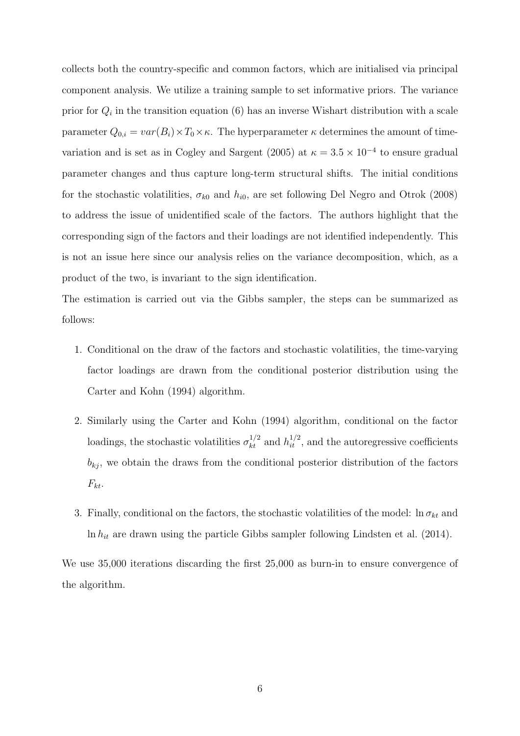collects both the country-specific and common factors, which are initialised via principal component analysis. We utilize a training sample to set informative priors. The variance prior for $Q_i$ in the transition equation (6) has an inverse Wishart distribution with a scale parameter $Q_{0,i} = var(B_i) \times T_0 \times \kappa$. The hyperparameter $\kappa$ determines the amount of time-variation and is set as in Cogley and Sargent (2005) at $\kappa = 3.5 \times 10^{-4}$ to ensure gradual parameter changes and thus capture long-term structural shifts. The initial conditions for the stochastic volatilities, $\sigma_{k0}$ and $h_{i0}$, are set following Del Negro and Otrok (2008) to address the issue of unidentified scale of the factors. The authors highlight that the corresponding sign of the factors and their loadings are not identified independently. This is not an issue here since our analysis relies on the variance decomposition, which, as a product of the two, is invariant to the sign identification.

The estimation is carried out via the Gibbs sampler, the steps can be summarized as follows:

1. Conditional on the draw of the factors and stochastic volatilities, the time-varying factor loadings are drawn from the conditional posterior distribution using the Carter and Kohn (1994) algorithm.
2. Similarly using the Carter and Kohn (1994) algorithm, conditional on the factor loadings, the stochastic volatilities $\sigma_{kt}^{1/2}$ and $h_{it}^{1/2}$, and the autoregressive coefficients $b_{kj}$, we obtain the draws from the conditional posterior distribution of the factors $F_{kt}$.
3. Finally, conditional on the factors, the stochastic volatilities of the model: $\ln \sigma_{kt}$ and $\ln h_{it}$ are drawn using the particle Gibbs sampler following Lindsten et al. (2014).

We use 35,000 iterations discarding the first 25,000 as burn-in to ensure convergence of the algorithm.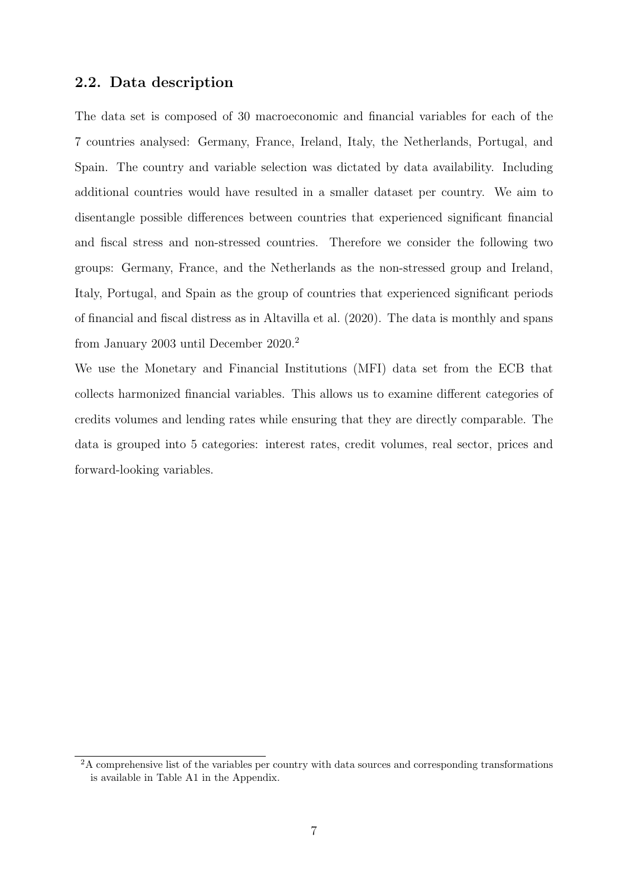## 2.2. Data description

The data set is composed of 30 macroeconomic and financial variables for each of the 7 countries analysed: Germany, France, Ireland, Italy, the Netherlands, Portugal, and Spain. The country and variable selection was dictated by data availability. Including additional countries would have resulted in a smaller dataset per country. We aim to disentangle possible differences between countries that experienced significant financial and fiscal stress and non-stressed countries. Therefore we consider the following two groups: Germany, France, and the Netherlands as the non-stressed group and Ireland, Italy, Portugal, and Spain as the group of countries that experienced significant periods of financial and fiscal distress as in Altavilla et al. (2020). The data is monthly and spans from January 2003 until December 2020.[2]

We use the Monetary and Financial Institutions (MFI) data set from the ECB that collects harmonized financial variables. This allows us to examine different categories of credits volumes and lending rates while ensuring that they are directly comparable. The data is grouped into 5 categories: interest rates, credit volumes, real sector, prices and forward-looking variables.

[2] A comprehensive list of the variables per country with data sources and corresponding transformations is available in Table A1 in the Appendix.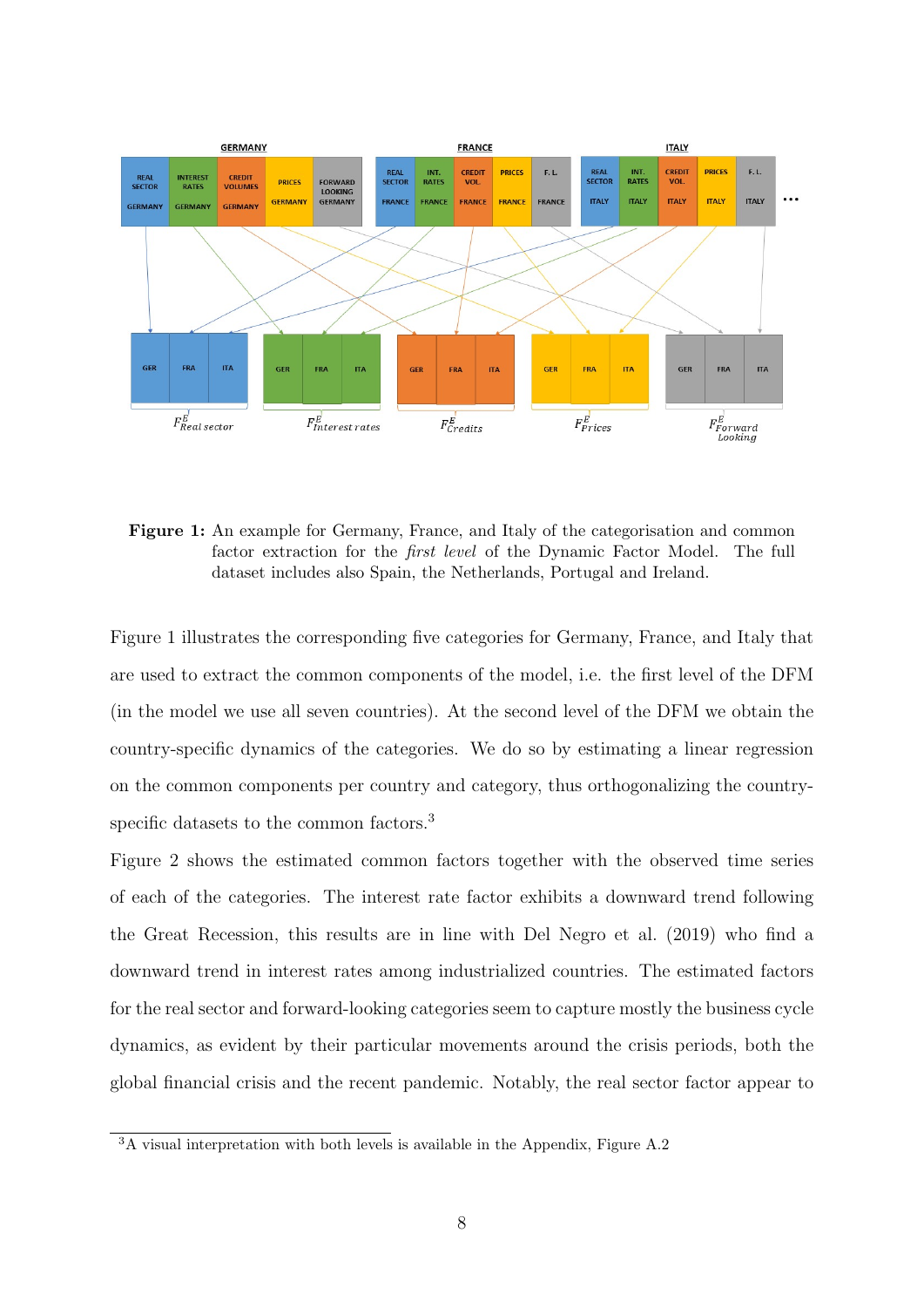**Figure 1:** An example for Germany, France, and Italy of the categorisation and common factor extraction for the *first level* of the Dynamic Factor Model. The full dataset includes also Spain, the Netherlands, Portugal and Ireland.

Figure 1 illustrates the corresponding five categories for Germany, France, and Italy that are used to extract the common components of the model, i.e. the first level of the DFM (in the model we use all seven countries). At the second level of the DFM we obtain the country-specific dynamics of the categories. We do so by estimating a linear regression on the common components per country and category, thus orthogonalizing the country-specific datasets to the common factors.[3]

Figure 2 shows the estimated common factors together with the observed time series of each of the categories. The interest rate factor exhibits a downward trend following the Great Recession, this results are in line with Del Negro et al. (2019) who find a downward trend in interest rates among industrialized countries. The estimated factors for the real sector and forward-looking categories seem to capture mostly the business cycle dynamics, as evident by their particular movements around the crisis periods, both the global financial crisis and the recent pandemic. Notably, the real sector factor appear to

[3]A visual interpretation with both levels is available in the Appendix, Figure A.2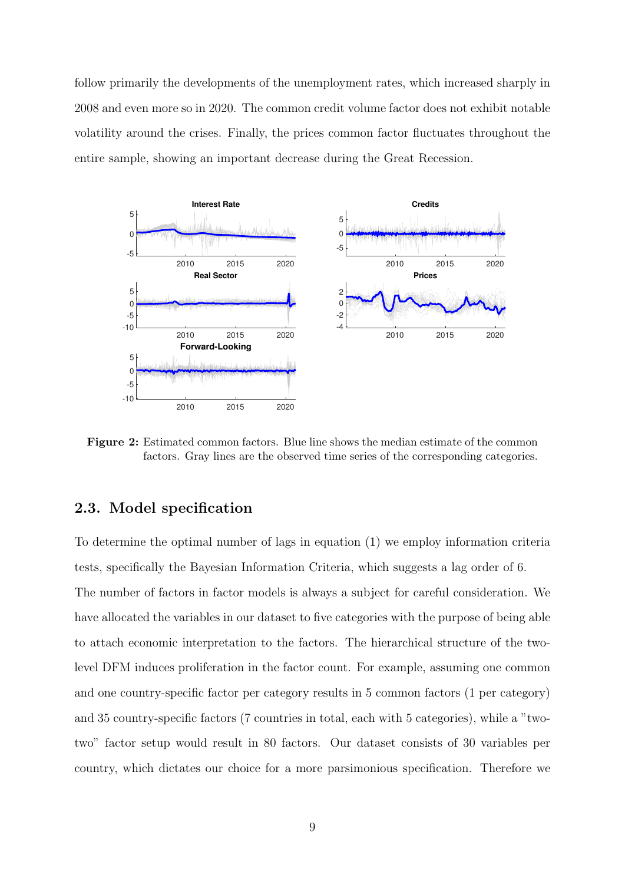follow primarily the developments of the unemployment rates, which increased sharply in 2008 and even more so in 2020. The common credit volume factor does not exhibit notable volatility around the crises. Finally, the prices common factor fluctuates throughout the entire sample, showing an important decrease during the Great Recession.

**Figure 2:** Estimated common factors. Blue line shows the median estimate of the common factors. Gray lines are the observed time series of the corresponding categories.

## 2.3. Model specification

To determine the optimal number of lags in equation (1) we employ information criteria tests, specifically the Bayesian Information Criteria, which suggests a lag order of 6.

The number of factors in factor models is always a subject for careful consideration. We have allocated the variables in our dataset to five categories with the purpose of being able to attach economic interpretation to the factors. The hierarchical structure of the two-level DFM induces proliferation in the factor count. For example, assuming one common and one country-specific factor per category results in 5 common factors (1 per category) and 35 country-specific factors (7 countries in total, each with 5 categories), while a "two-two" factor setup would result in 80 factors. Our dataset consists of 30 variables per country, which dictates our choice for a more parsimonious specification. Therefore we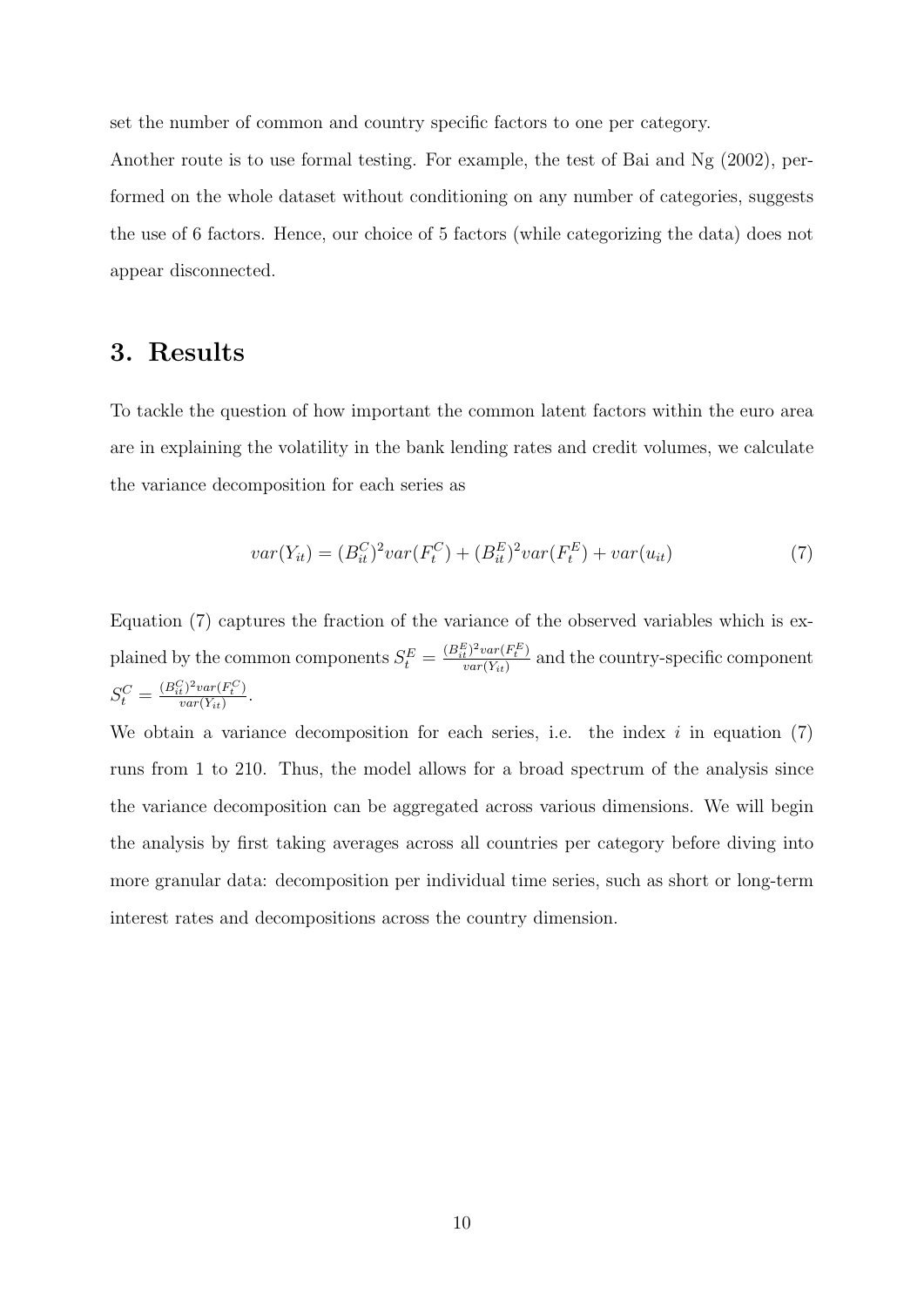set the number of common and country specific factors to one per category.

Another route is to use formal testing. For example, the test of Bai and Ng (2002), performed on the whole dataset without conditioning on any number of categories, suggests the use of 6 factors. Hence, our choice of 5 factors (while categorizing the data) does not appear disconnected.

## 3. Results

To tackle the question of how important the common latent factors within the euro area are in explaining the volatility in the bank lending rates and credit volumes, we calculate the variance decomposition for each series as

$$var(Y_{it}) = (B_{it}^{C})^2 var(F_t^{C}) + (B_{it}^{E})^2 var(F_t^{E}) + var(u_{it}) \tag{7}$$

Equation (7) captures the fraction of the variance of the observed variables which is explained by the common components $S_t^E = \frac{(B_{it}^E)^2 var(F_t^E)}{var(Y_{it})}$ and the country-specific component $S_t^C = \frac{(B_{it}^C)^2 var(F_t^C)}{var(Y_{it})}$.

We obtain a variance decomposition for each series, i.e. the index $i$ in equation (7) runs from 1 to 210. Thus, the model allows for a broad spectrum of the analysis since the variance decomposition can be aggregated across various dimensions. We will begin the analysis by first taking averages across all countries per category before diving into more granular data: decomposition per individual time series, such as short or long-term interest rates and decompositions across the country dimension.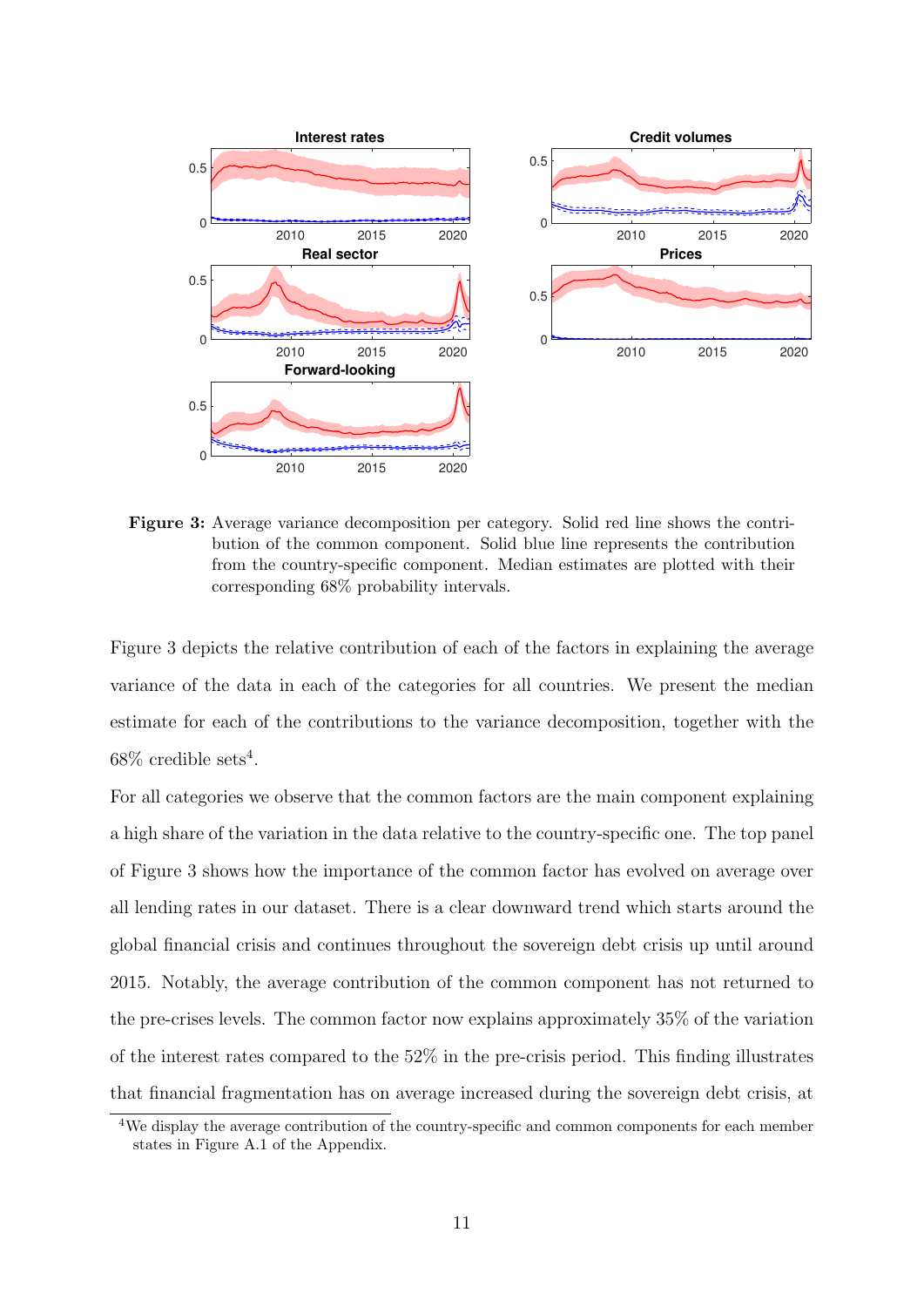**Figure 3:** Average variance decomposition per category. Solid red line shows the contribution of the common component. Solid blue line represents the contribution from the country-specific component. Median estimates are plotted with their corresponding 68% probability intervals.

Figure 3 depicts the relative contribution of each of the factors in explaining the average variance of the data in each of the categories for all countries. We present the median estimate for each of the contributions to the variance decomposition, together with the 68% credible sets[4].

For all categories we observe that the common factors are the main component explaining a high share of the variation in the data relative to the country-specific one. The top panel of Figure 3 shows how the importance of the common factor has evolved on average over all lending rates in our dataset. There is a clear downward trend which starts around the global financial crisis and continues throughout the sovereign debt crisis up until around 2015. Notably, the average contribution of the common component has not returned to the pre-crises levels. The common factor now explains approximately 35% of the variation of the interest rates compared to the 52% in the pre-crisis period. This finding illustrates that financial fragmentation has on average increased during the sovereign debt crisis, at

[4] We display the average contribution of the country-specific and common components for each member states in Figure A.1 of the Appendix.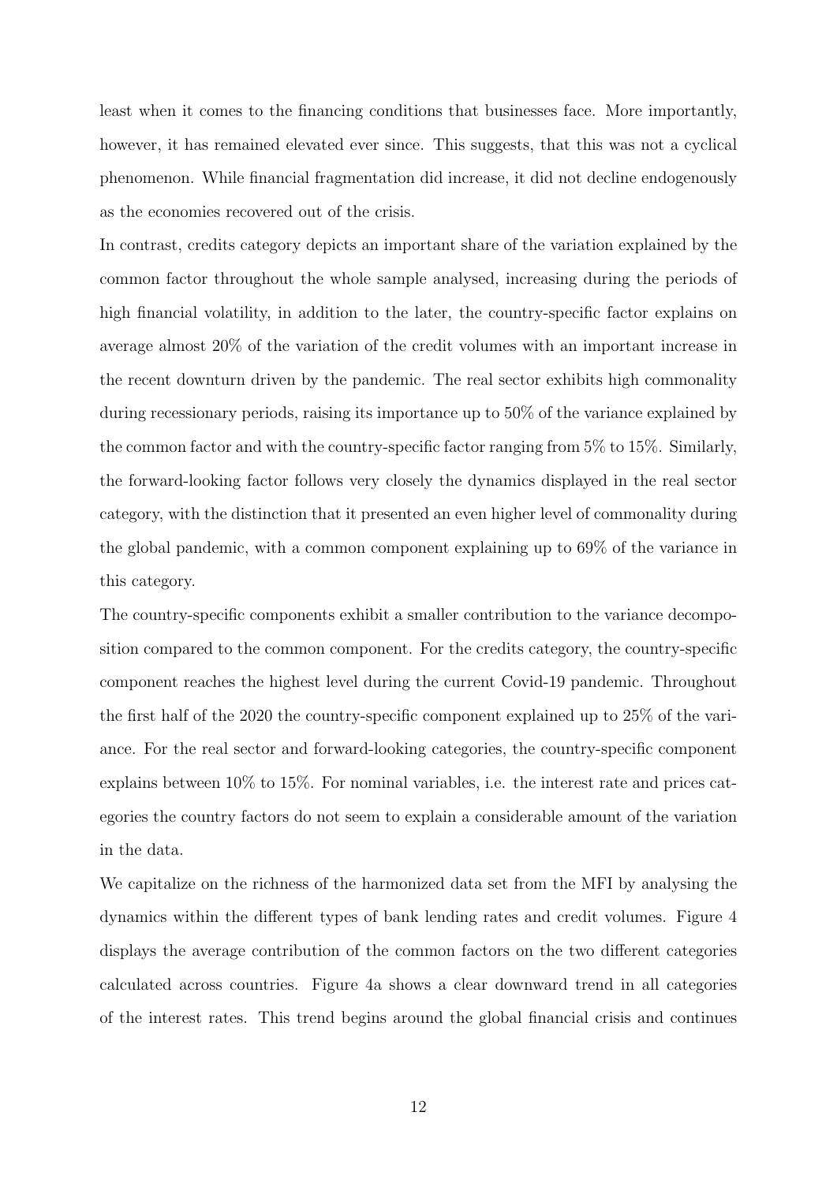least when it comes to the financing conditions that businesses face. More importantly, however, it has remained elevated ever since. This suggests, that this was not a cyclical phenomenon. While financial fragmentation did increase, it did not decline endogenously as the economies recovered out of the crisis.

In contrast, credits category depicts an important share of the variation explained by the common factor throughout the whole sample analysed, increasing during the periods of high financial volatility, in addition to the later, the country-specific factor explains on average almost 20% of the variation of the credit volumes with an important increase in the recent downturn driven by the pandemic. The real sector exhibits high commonality during recessionary periods, raising its importance up to 50% of the variance explained by the common factor and with the country-specific factor ranging from 5% to 15%. Similarly, the forward-looking factor follows very closely the dynamics displayed in the real sector category, with the distinction that it presented an even higher level of commonality during the global pandemic, with a common component explaining up to 69% of the variance in this category.

The country-specific components exhibit a smaller contribution to the variance decomposition compared to the common component. For the credits category, the country-specific component reaches the highest level during the current Covid-19 pandemic. Throughout the first half of the 2020 the country-specific component explained up to 25% of the variance. For the real sector and forward-looking categories, the country-specific component explains between 10% to 15%. For nominal variables, i.e. the interest rate and prices categories the country factors do not seem to explain a considerable amount of the variation in the data.

We capitalize on the richness of the harmonized data set from the MFI by analysing the dynamics within the different types of bank lending rates and credit volumes. Figure 4 displays the average contribution of the common factors on the two different categories calculated across countries. Figure 4a shows a clear downward trend in all categories of the interest rates. This trend begins around the global financial crisis and continues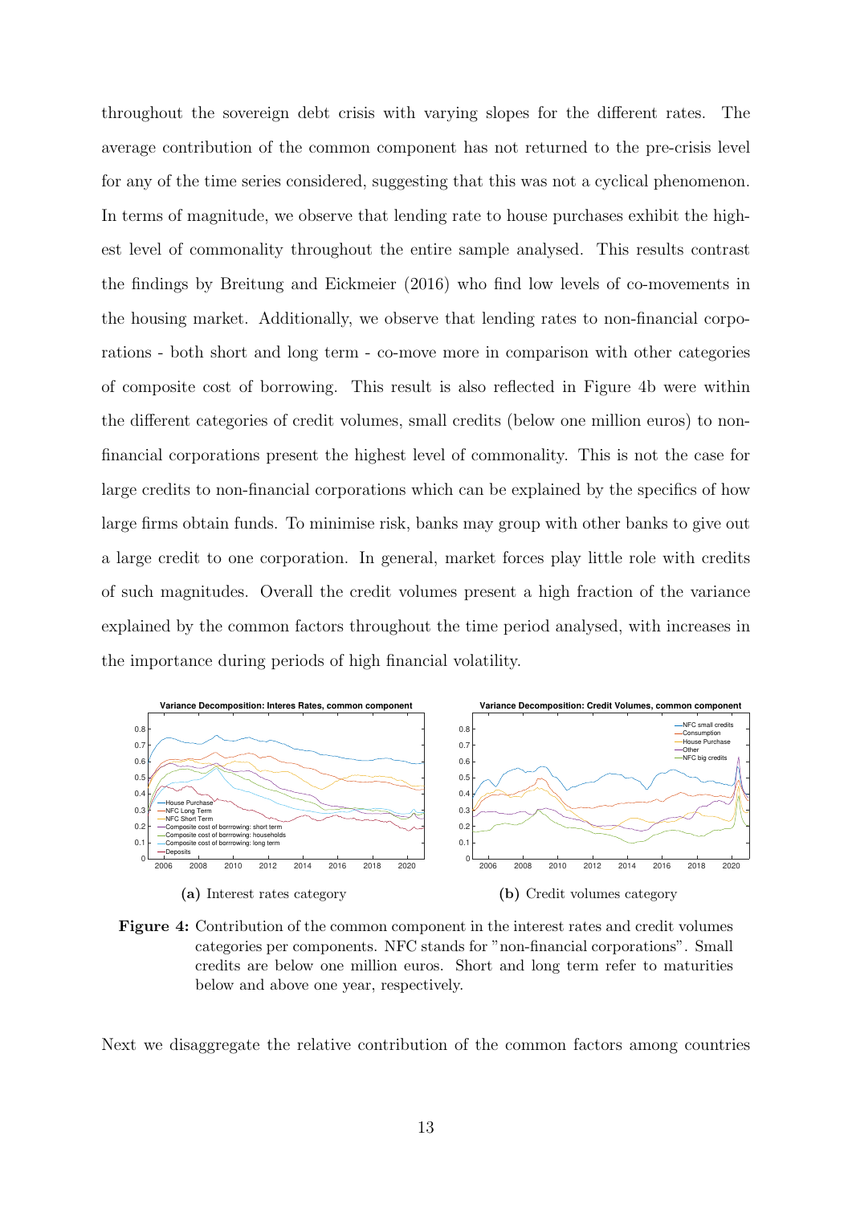throughout the sovereign debt crisis with varying slopes for the different rates. The average contribution of the common component has not returned to the pre-crisis level for any of the time series considered, suggesting that this was not a cyclical phenomenon. In terms of magnitude, we observe that lending rate to house purchases exhibit the highest level of commonality throughout the entire sample analysed. This results contrast the findings by Breitung and Eickmeier (2016) who find low levels of co-movements in the housing market. Additionally, we observe that lending rates to non-financial corporations - both short and long term - co-move more in comparison with other categories of composite cost of borrowing. This result is also reflected in Figure 4b were within the different categories of credit volumes, small credits (below one million euros) to non-financial corporations present the highest level of commonality. This is not the case for large credits to non-financial corporations which can be explained by the specifics of how large firms obtain funds. To minimise risk, banks may group with other banks to give out a large credit to one corporation. In general, market forces play little role with credits of such magnitudes. Overall the credit volumes present a high fraction of the variance explained by the common factors throughout the time period analysed, with increases in the importance during periods of high financial volatility.

(a) Interest rates category

(b) Credit volumes category

**Figure 4:** Contribution of the common component in the interest rates and credit volumes categories per components. NFC stands for "non-financial corporations". Small credits are below one million euros. Short and long term refer to maturities below and above one year, respectively.

Next we disaggregate the relative contribution of the common factors among countries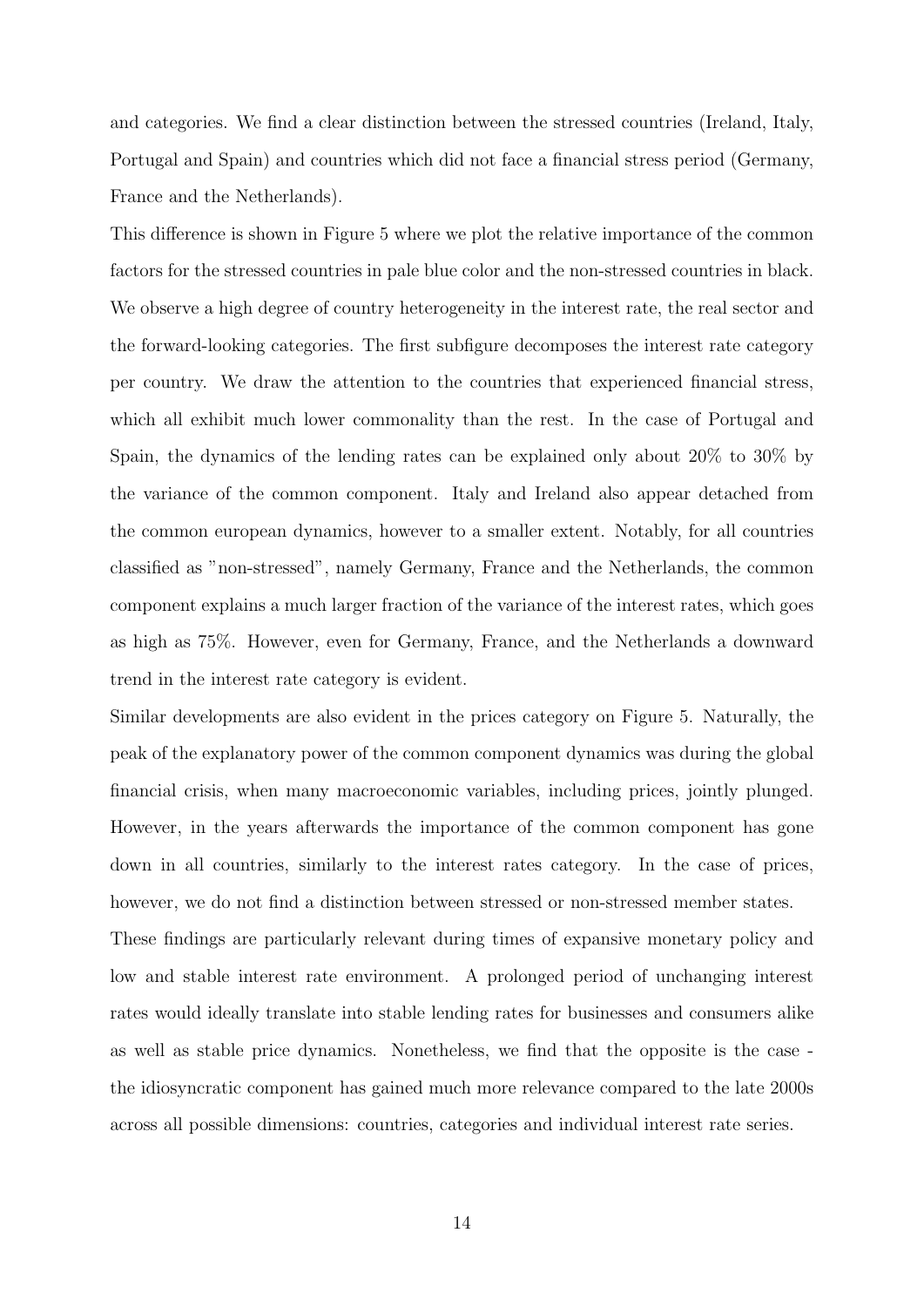and categories. We find a clear distinction between the stressed countries (Ireland, Italy, Portugal and Spain) and countries which did not face a financial stress period (Germany, France and the Netherlands).

This difference is shown in Figure 5 where we plot the relative importance of the common factors for the stressed countries in pale blue color and the non-stressed countries in black. We observe a high degree of country heterogeneity in the interest rate, the real sector and the forward-looking categories. The first subfigure decomposes the interest rate category per country. We draw the attention to the countries that experienced financial stress, which all exhibit much lower commonality than the rest. In the case of Portugal and Spain, the dynamics of the lending rates can be explained only about 20% to 30% by the variance of the common component. Italy and Ireland also appear detached from the common european dynamics, however to a smaller extent. Notably, for all countries classified as "non-stressed", namely Germany, France and the Netherlands, the common component explains a much larger fraction of the variance of the interest rates, which goes as high as 75%. However, even for Germany, France, and the Netherlands a downward trend in the interest rate category is evident.

Similar developments are also evident in the prices category on Figure 5. Naturally, the peak of the explanatory power of the common component dynamics was during the global financial crisis, when many macroeconomic variables, including prices, jointly plunged. However, in the years afterwards the importance of the common component has gone down in all countries, similarly to the interest rates category. In the case of prices, however, we do not find a distinction between stressed or non-stressed member states.

These findings are particularly relevant during times of expansive monetary policy and low and stable interest rate environment. A prolonged period of unchanging interest rates would ideally translate into stable lending rates for businesses and consumers alike as well as stable price dynamics. Nonetheless, we find that the opposite is the case - the idiosyncratic component has gained much more relevance compared to the late 2000s across all possible dimensions: countries, categories and individual interest rate series.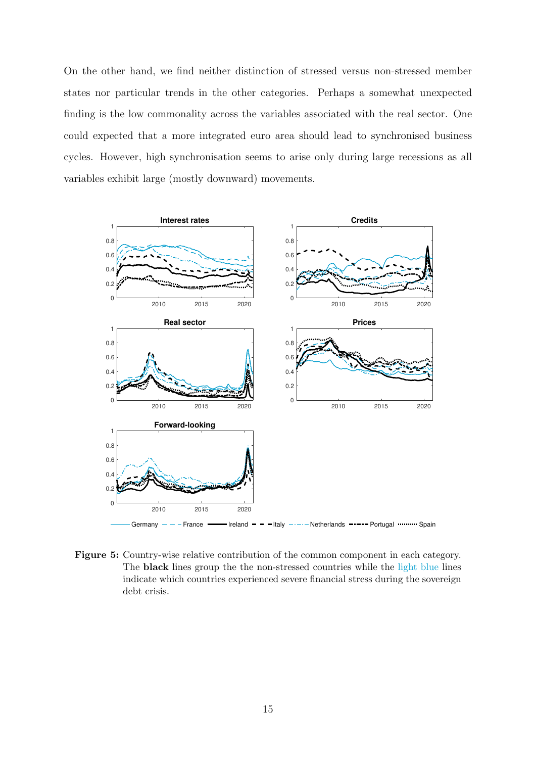On the other hand, we find neither distinction of stressed versus non-stressed member states nor particular trends in the other categories. Perhaps a somewhat unexpected finding is the low commonality across the variables associated with the real sector. One could expected that a more integrated euro area should lead to synchronised business cycles. However, high synchronisation seems to arise only during large recessions as all variables exhibit large (mostly downward) movements.

**Figure 5:** Country-wise relative contribution of the common component in each category. The **black** lines group the the non-stressed countries while the light blue lines indicate which countries experienced severe financial stress during the sovereign debt crisis.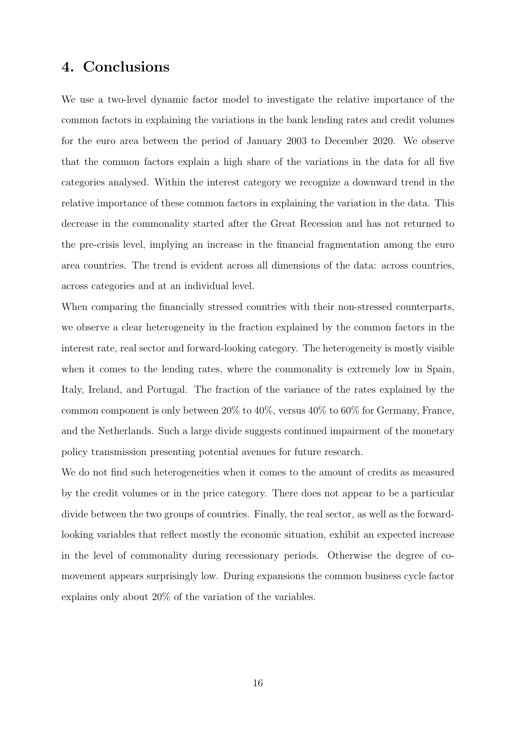## 4. Conclusions

We use a two-level dynamic factor model to investigate the relative importance of the common factors in explaining the variations in the bank lending rates and credit volumes for the euro area between the period of January 2003 to December 2020. We observe that the common factors explain a high share of the variations in the data for all five categories analysed. Within the interest category we recognize a downward trend in the relative importance of these common factors in explaining the variation in the data. This decrease in the commonality started after the Great Recession and has not returned to the pre-crisis level, implying an increase in the financial fragmentation among the euro area countries. The trend is evident across all dimensions of the data: across countries, across categories and at an individual level.

When comparing the financially stressed countries with their non-stressed counterparts, we observe a clear heterogeneity in the fraction explained by the common factors in the interest rate, real sector and forward-looking category. The heterogeneity is mostly visible when it comes to the lending rates, where the commonality is extremely low in Spain, Italy, Ireland, and Portugal. The fraction of the variance of the rates explained by the common component is only between 20% to 40%, versus 40% to 60% for Germany, France, and the Netherlands. Such a large divide suggests continued impairment of the monetary policy transmission presenting potential avenues for future research.

We do not find such heterogeneities when it comes to the amount of credits as measured by the credit volumes or in the price category. There does not appear to be a particular divide between the two groups of countries. Finally, the real sector, as well as the forward-looking variables that reflect mostly the economic situation, exhibit an expected increase in the level of commonality during recessionary periods. Otherwise the degree of co-movement appears surprisingly low. During expansions the common business cycle factor explains only about 20% of the variation of the variables.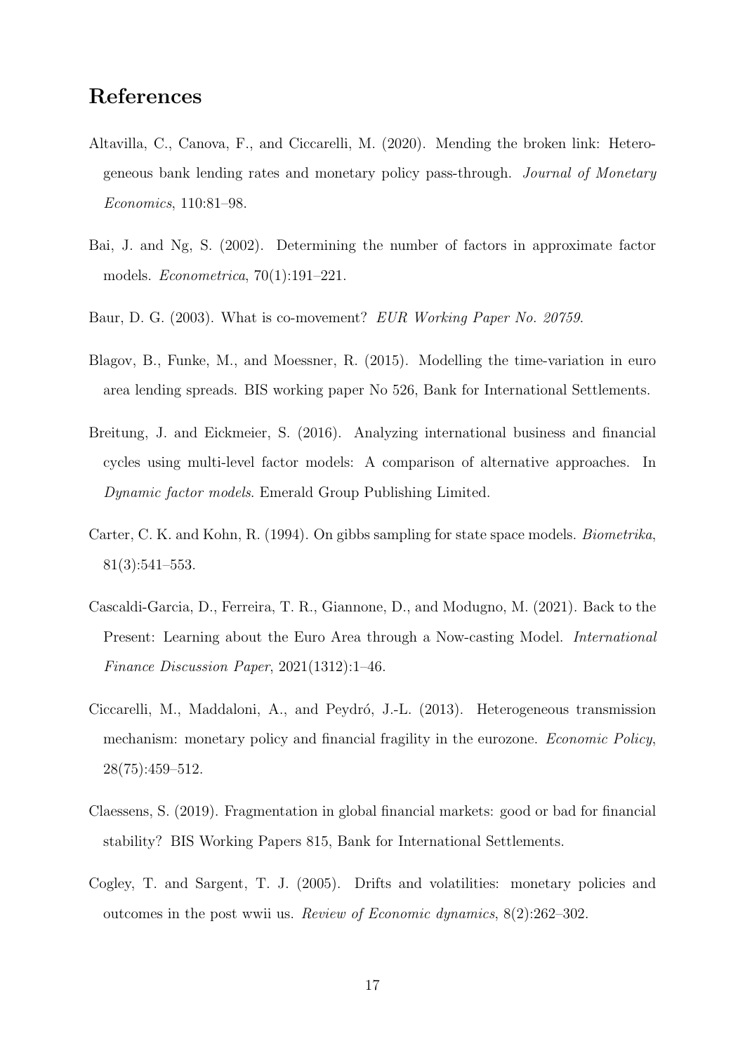## References

Altavilla, C., Canova, F., and Ciccarelli, M. (2020). Mending the broken link: Heterogeneous bank lending rates and monetary policy pass-through. *Journal of Monetary Economics*, 110:81–98.

Bai, J. and Ng, S. (2002). Determining the number of factors in approximate factor models. *Econometrica*, 70(1):191–221.

Baur, D. G. (2003). What is co-movement? *EUR Working Paper No. 20759*.

Blagov, B., Funke, M., and Moessner, R. (2015). Modelling the time-variation in euro area lending spreads. BIS working paper No 526, Bank for International Settlements.

Breitung, J. and Eickmeier, S. (2016). Analyzing international business and financial cycles using multi-level factor models: A comparison of alternative approaches. In *Dynamic factor models*. Emerald Group Publishing Limited.

Carter, C. K. and Kohn, R. (1994). On gibbs sampling for state space models. *Biometrika*, 81(3):541–553.

Cascaldi-Garcia, D., Ferreira, T. R., Giannone, D., and Modugno, M. (2021). Back to the Present: Learning about the Euro Area through a Now-casting Model. *International Finance Discussion Paper*, 2021(1312):1–46.

Ciccarelli, M., Maddaloni, A., and Peydró, J.-L. (2013). Heterogeneous transmission mechanism: monetary policy and financial fragility in the eurozone. *Economic Policy*, 28(75):459–512.

Claessens, S. (2019). Fragmentation in global financial markets: good or bad for financial stability? BIS Working Papers 815, Bank for International Settlements.

Cogley, T. and Sargent, T. J. (2005). Drifts and volatilities: monetary policies and outcomes in the post wwii us. *Review of Economic dynamics*, 8(2):262–302.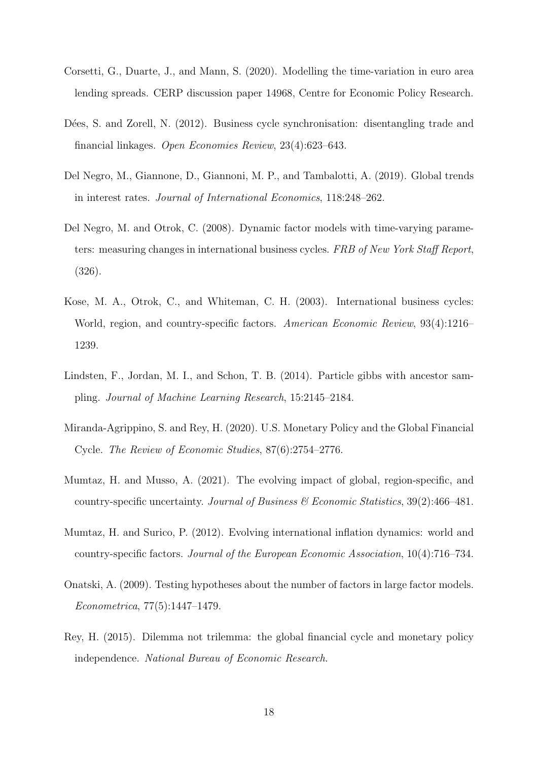Corsetti, G., Duarte, J., and Mann, S. (2020). Modelling the time-variation in euro area lending spreads. CERP discussion paper 14968, Centre for Economic Policy Research.

Dées, S. and Zorell, N. (2012). Business cycle synchronisation: disentangling trade and financial linkages. *Open Economies Review*, 23(4):623–643.

Del Negro, M., Giannone, D., Giannoni, M. P., and Tambalotti, A. (2019). Global trends in interest rates. *Journal of International Economics*, 118:248–262.

Del Negro, M. and Otrok, C. (2008). Dynamic factor models with time-varying parameters: measuring changes in international business cycles. *FRB of New York Staff Report*, (326).

Kose, M. A., Otrok, C., and Whiteman, C. H. (2003). International business cycles: World, region, and country-specific factors. *American Economic Review*, 93(4):1216–1239.

Lindsten, F., Jordan, M. I., and Schon, T. B. (2014). Particle gibbs with ancestor sampling. *Journal of Machine Learning Research*, 15:2145–2184.

Miranda-Agrippino, S. and Rey, H. (2020). U.S. Monetary Policy and the Global Financial Cycle. *The Review of Economic Studies*, 87(6):2754–2776.

Mumtaz, H. and Musso, A. (2021). The evolving impact of global, region-specific, and country-specific uncertainty. *Journal of Business & Economic Statistics*, 39(2):466–481.

Mumtaz, H. and Surico, P. (2012). Evolving international inflation dynamics: world and country-specific factors. *Journal of the European Economic Association*, 10(4):716–734.

Onatski, A. (2009). Testing hypotheses about the number of factors in large factor models. *Econometrica*, 77(5):1447–1479.

Rey, H. (2015). Dilemma not trilemma: the global financial cycle and monetary policy independence. *National Bureau of Economic Research*.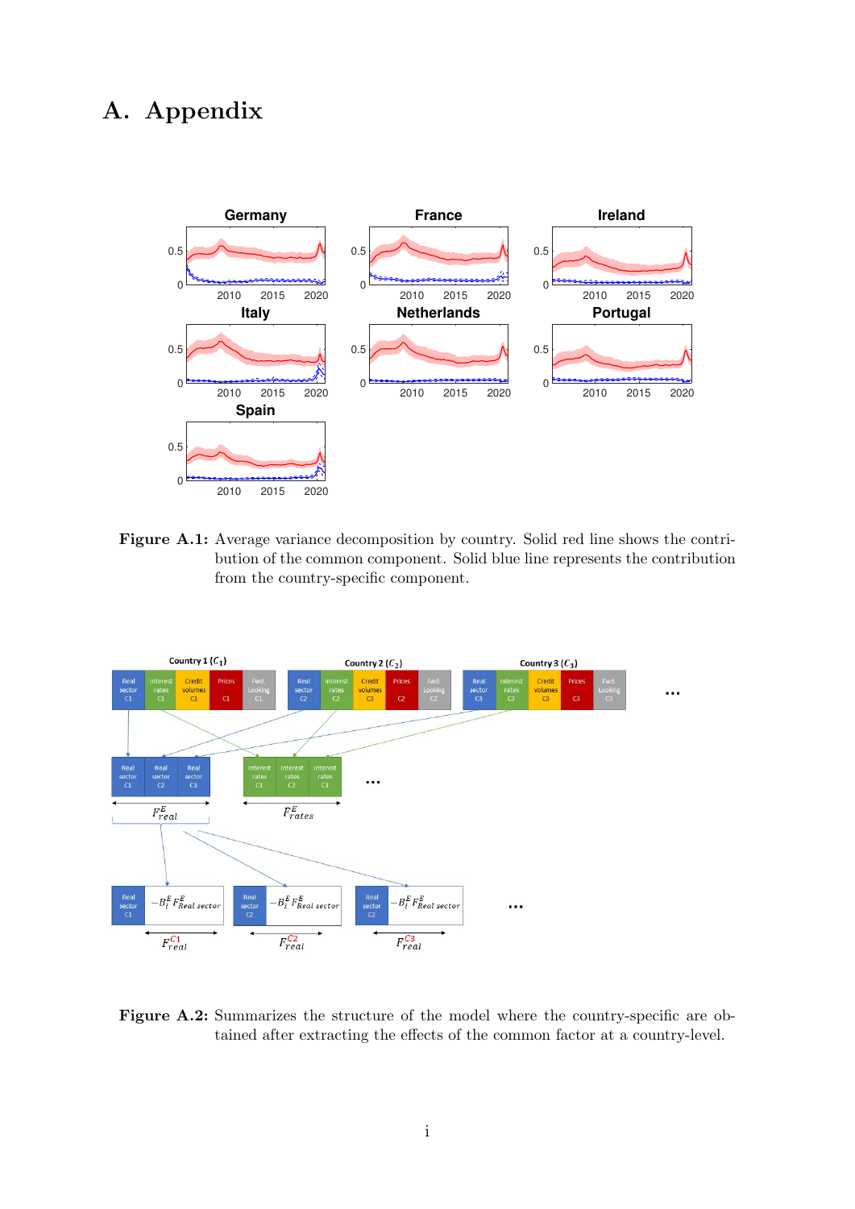# A. Appendix

**Figure A.1:** Average variance decomposition by country. Solid red line shows the contribution of the common component. Solid blue line represents the contribution from the country-specific component.

**Figure A.2:** Summarizes the structure of the model where the country-specific are obtained after extracting the effects of the common factor at a country-level.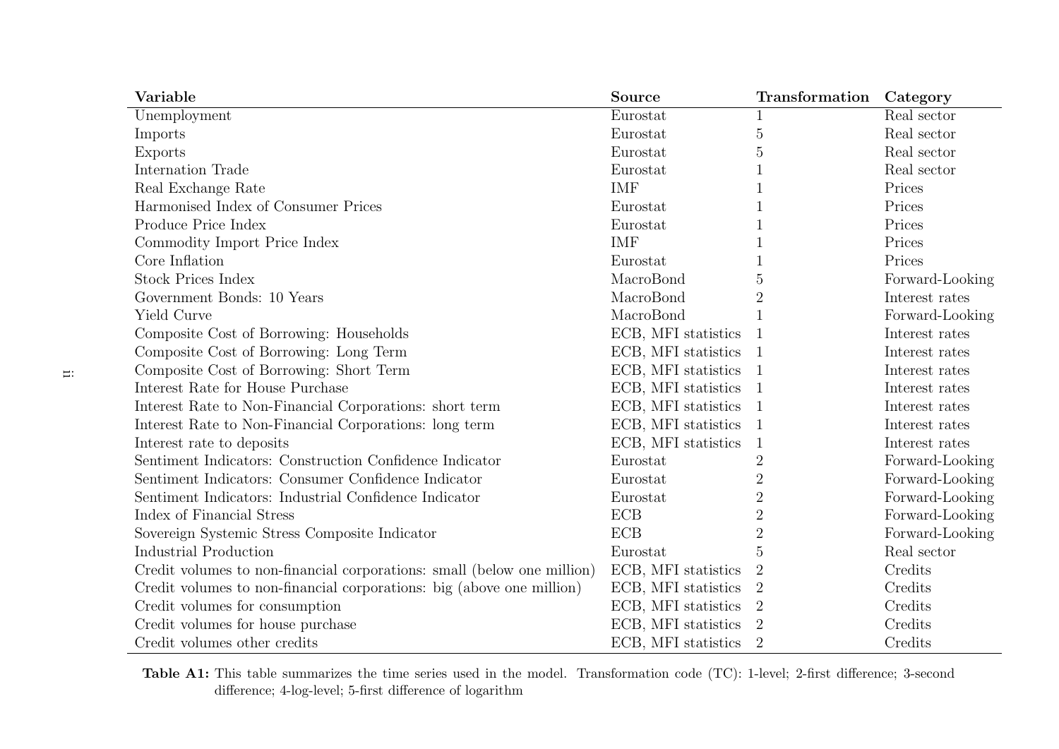| Variable | Source | Transformation | Category |
|---|---|---|---|
| Unemployment | Eurostat | 1 | Real sector |
| Imports | Eurostat | 5 | Real sector |
| Exports | Eurostat | 5 | Real sector |
| Internation Trade | Eurostat | 1 | Real sector |
| Real Exchange Rate | IMF | 1 | Prices |
| Harmonised Index of Consumer Prices | Eurostat | 1 | Prices |
| Produce Price Index | Eurostat | 1 | Prices |
| Commodity Import Price Index | IMF | 1 | Prices |
| Core Inflation | Eurostat | 1 | Prices |
| Stock Prices Index | MacroBond | 5 | Forward-Looking |
| Government Bonds: 10 Years | MacroBond | 2 | Interest rates |
| Yield Curve | MacroBond | 1 | Forward-Looking |
| Composite Cost of Borrowing: Households | ECB, MFI statistics | 1 | Interest rates |
| Composite Cost of Borrowing: Long Term | ECB, MFI statistics | 1 | Interest rates |
| Composite Cost of Borrowing: Short Term | ECB, MFI statistics | 1 | Interest rates |
| Interest Rate for House Purchase | ECB, MFI statistics | 1 | Interest rates |
| Interest Rate to Non-Financial Corporations: short term | ECB, MFI statistics | 1 | Interest rates |
| Interest Rate to Non-Financial Corporations: long term | ECB, MFI statistics | 1 | Interest rates |
| Interest rate to deposits | ECB, MFI statistics | 1 | Interest rates |
| Sentiment Indicators: Construction Confidence Indicator | Eurostat | 2 | Forward-Looking |
| Sentiment Indicators: Consumer Confidence Indicator | Eurostat | 2 | Forward-Looking |
| Sentiment Indicators: Industrial Confidence Indicator | Eurostat | 2 | Forward-Looking |
| Index of Financial Stress | ECB | 2 | Forward-Looking |
| Sovereign Systemic Stress Composite Indicator | ECB | 2 | Forward-Looking |
| Industrial Production | Eurostat | 5 | Real sector |
| Credit volumes to non-financial corporations: small (below one million) | ECB, MFI statistics | 2 | Credits |
| Credit volumes to non-financial corporations: big (above one million) | ECB, MFI statistics | 2 | Credits |
| Credit volumes for consumption | ECB, MFI statistics | 2 | Credits |
| Credit volumes for house purchase | ECB, MFI statistics | 2 | Credits |
| Credit volumes other credits | ECB, MFI statistics | 2 | Credits |

**Table A1:** This table summarizes the time series used in the model. Transformation code (TC): 1-level; 2-first difference; 3-second difference; 4-log-level; 5-first difference of logarithm